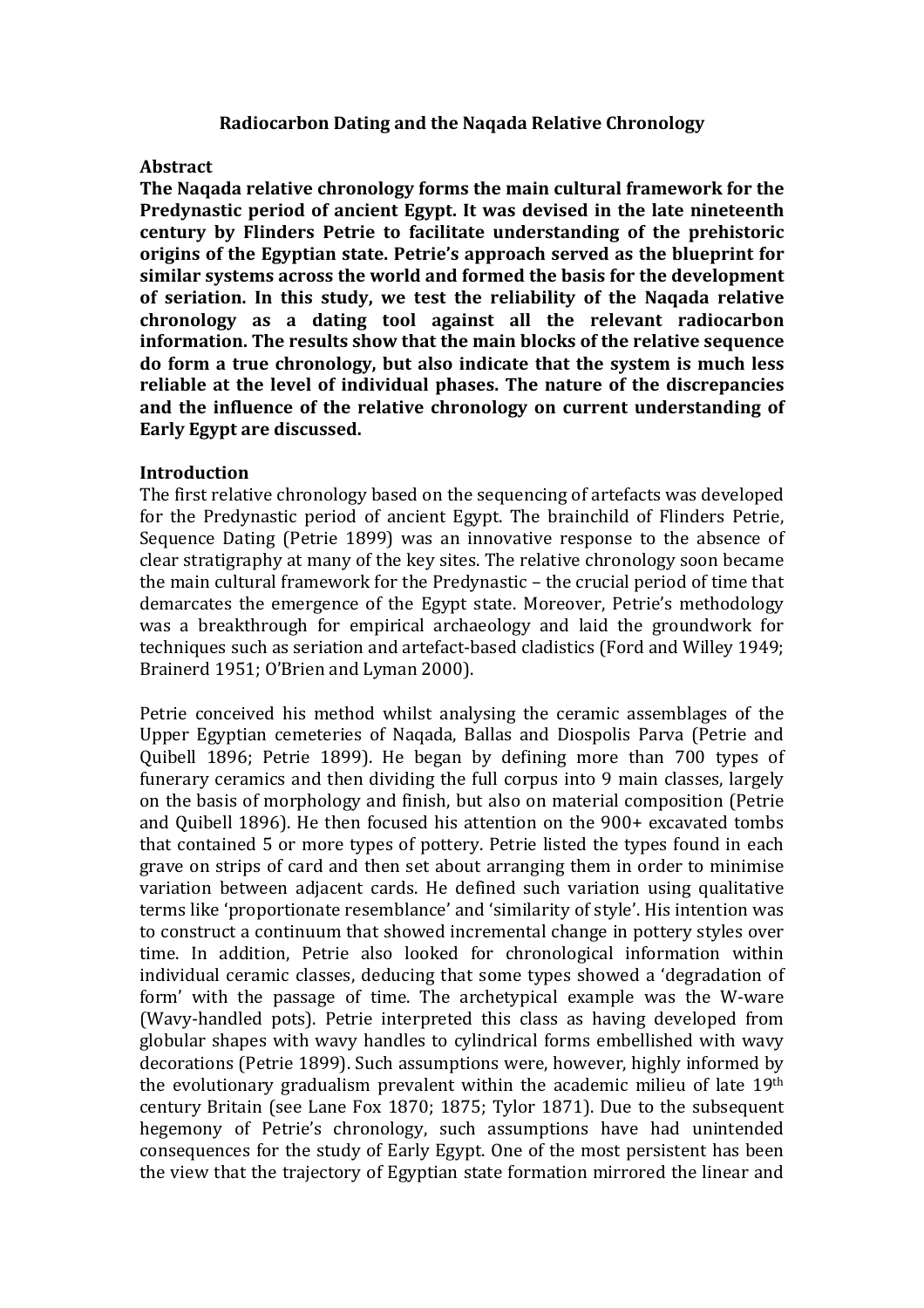# Radiocarbon Dating and the Naqada Relative Chronology

## Abstract

**The Naqada relative chronology forms the main cultural framework for the Predynastic period of ancient Egypt. It was devised in the late nineteenth century by Flinders Petrie to facilitate understanding of the prehistoric origins of the Egyptian state. Petrie's approach served as the blueprint for similar systems across the world and formed the basis for the development of seriation. In this study, we test the reliability of the Naqada relative chronology as a dating tool against all the relevant radiocarbon information. The results show that the main blocks of the relative sequence do form a true chronology, but also indicate that the system is much less reliable at the level of individual phases. The nature of the discrepancies and the influence of the relative chronology on current understanding of Early Egypt are discussed.**

## Introduction

The first relative chronology based on the sequencing of artefacts was developed for the Predynastic period of ancient Egypt. The brainchild of Flinders Petrie, Sequence Dating (Petrie 1899) was an innovative response to the absence of clear stratigraphy at many of the key sites. The relative chronology soon became the main cultural framework for the Predynastic – the crucial period of time that demarcates the emergence of the Egypt state. Moreover, Petrie's methodology was a breakthrough for empirical archaeology and laid the groundwork for techniques such as seriation and artefact-based cladistics (Ford and Willey 1949; Brainerd 1951; O'Brien and Lyman 2000).

Petrie conceived his method whilst analysing the ceramic assemblages of the Upper Egyptian cemeteries of Naqada, Ballas and Diospolis Parva (Petrie and Quibell 1896; Petrie 1899). He began by defining more than 700 types of funerary ceramics and then dividing the full corpus into 9 main classes, largely on the basis of morphology and finish, but also on material composition (Petrie and Quibell 1896). He then focused his attention on the 900+ excavated tombs that contained 5 or more types of pottery. Petrie listed the types found in each grave on strips of card and then set about arranging them in order to minimise variation between adjacent cards. He defined such variation using qualitative terms like 'proportionate resemblance' and 'similarity of style'. His intention was to construct a continuum that showed incremental change in pottery styles over time. In addition, Petrie also looked for chronological information within individual ceramic classes, deducing that some types showed a 'degradation of form' with the passage of time. The archetypical example was the W-ware (Wavy-handled pots). Petrie interpreted this class as having developed from globular shapes with wavy handles to cylindrical forms embellished with wavy decorations (Petrie 1899). Such assumptions were, however, highly informed by the evolutionary gradualism prevalent within the academic milieu of late 19th century Britain (see Lane Fox 1870; 1875; Tylor 1871). Due to the subsequent hegemony of Petrie's chronology, such assumptions have had unintended consequences for the study of Early Egypt. One of the most persistent has been the view that the trajectory of Egyptian state formation mirrored the linear and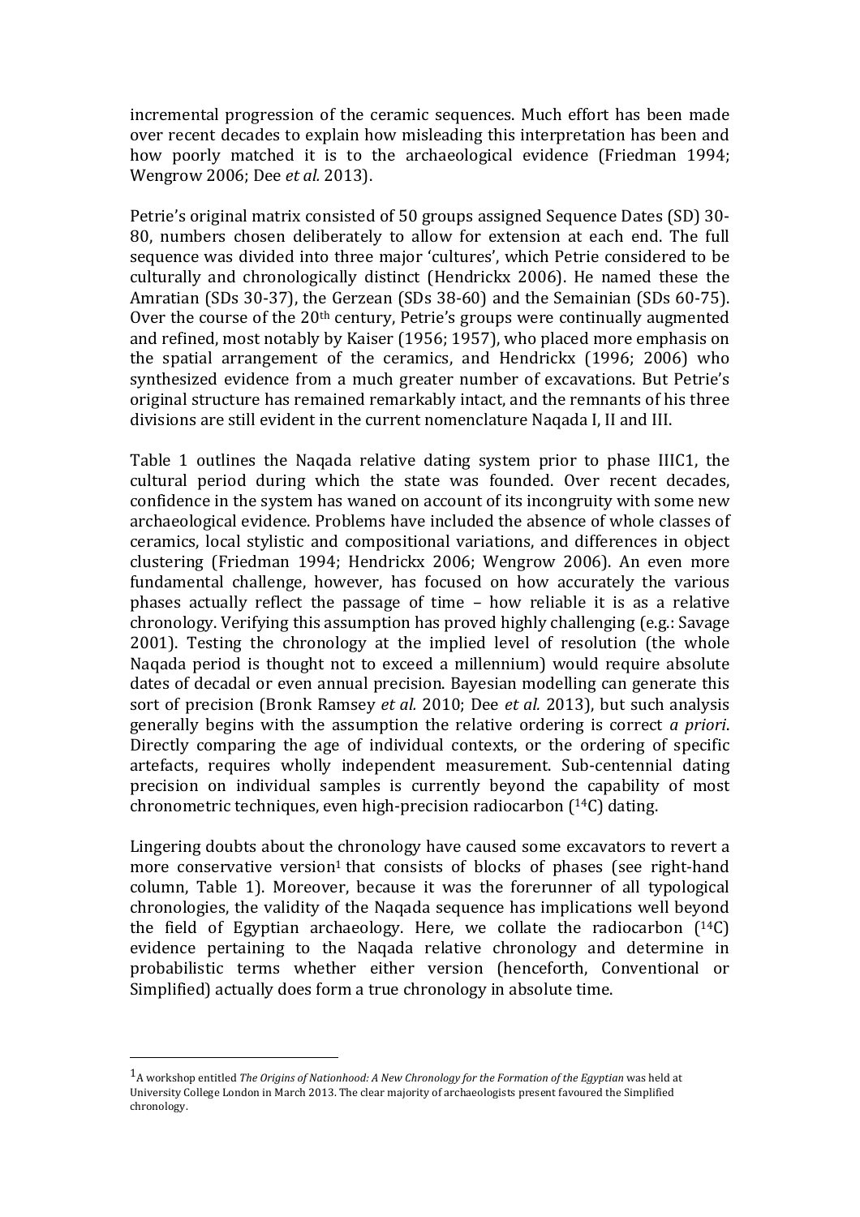incremental progression of the ceramic sequences. Much effort has been made over recent decades to explain how misleading this interpretation has been and how poorly matched it is to the archaeological evidence (Friedman 1994; Wengrow 2006; Dee *et al.* 2013).

Petrie's original matrix consisted of 50 groups assigned Sequence Dates (SD) 30-80, numbers chosen deliberately to allow for extension at each end. The full sequence was divided into three major 'cultures', which Petrie considered to be culturally and chronologically distinct (Hendrickx 2006). He named these the Amratian (SDs 30-37), the Gerzean (SDs 38-60) and the Semainian (SDs 60-75). Over the course of the 20th century, Petrie's groups were continually augmented and refined, most notably by Kaiser (1956; 1957), who placed more emphasis on the spatial arrangement of the ceramics, and Hendrickx (1996; 2006) who synthesized evidence from a much greater number of excavations. But Petrie's original structure has remained remarkably intact, and the remnants of his three divisions are still evident in the current nomenclature Naqada I, II and III.

Table 1 outlines the Naqada relative dating system prior to phase IIIC1, the cultural period during which the state was founded. Over recent decades, confidence in the system has waned on account of its incongruity with some new archaeological evidence. Problems have included the absence of whole classes of ceramics, local stylistic and compositional variations, and differences in object clustering (Friedman 1994; Hendrickx 2006; Wengrow 2006). An even more fundamental challenge, however, has focused on how accurately the various phases actually reflect the passage of time – how reliable it is as a relative chronology. Verifying this assumption has proved highly challenging (e.g.: Savage 2001). Testing the chronology at the implied level of resolution (the whole Naqada period is thought not to exceed a millennium) would require absolute dates of decadal or even annual precision. Bayesian modelling can generate this sort of precision (Bronk Ramsey *et al.* 2010; Dee *et al.* 2013), but such analysis generally begins with the assumption the relative ordering is correct *a priori*. Directly comparing the age of individual contexts, or the ordering of specific artefacts, requires wholly independent measurement. Sub-centennial dating precision on individual samples is currently beyond the capability of most chronometric techniques, even high-precision radiocarbon ($^{14}C$) dating.

Lingering doubts about the chronology have caused some excavators to revert a more conservative version[1] that consists of blocks of phases (see right-hand column, Table 1). Moreover, because it was the forerunner of all typological chronologies, the validity of the Naqada sequence has implications well beyond the field of Egyptian archaeology. Here, we collate the radiocarbon ($^{14}C$) evidence pertaining to the Naqada relative chronology and determine in probabilistic terms whether either version (henceforth, Conventional or Simplified) actually does form a true chronology in absolute time.

---

[1] A workshop entitled *The Origins of Nationhood: A New Chronology for the Formation of the Egyptian* was held at University College London in March 2013. The clear majority of archaeologists present favoured the Simplified chronology.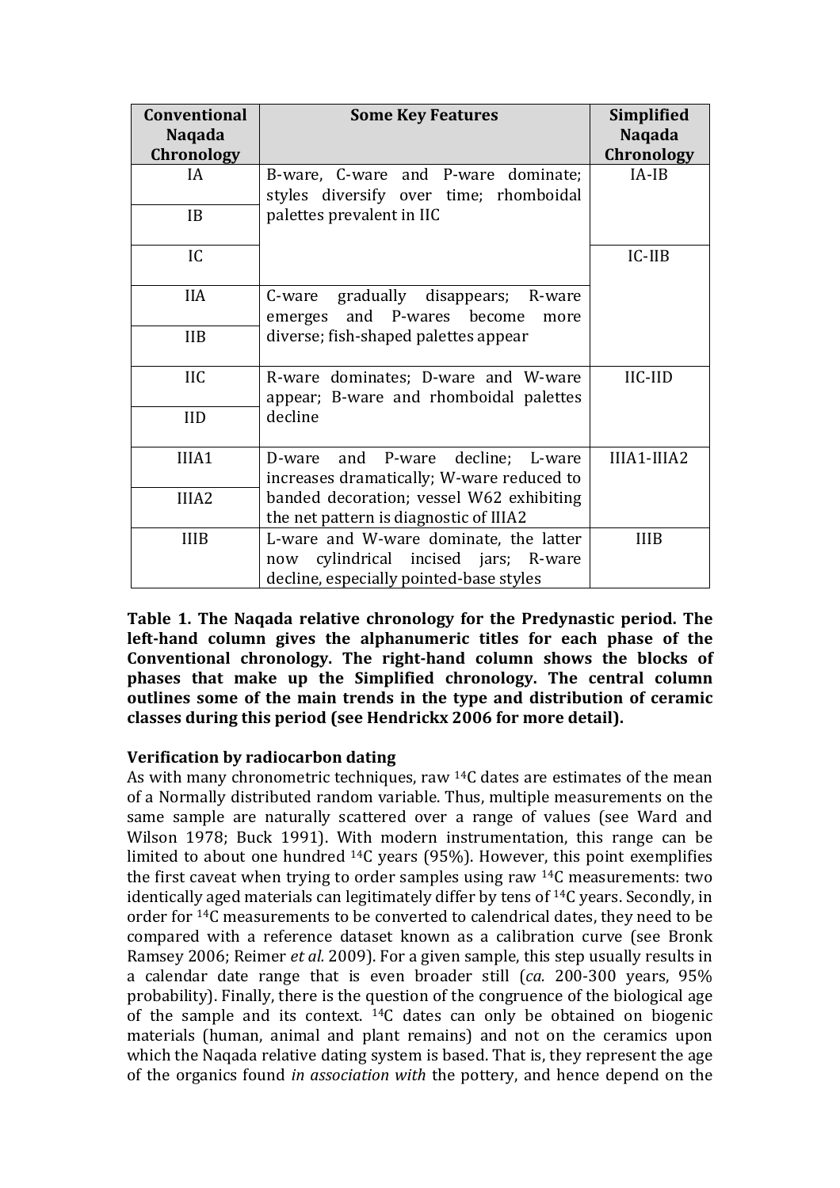| Conventional Naqada Chronology | Some Key Features | Simplified Naqada Chronology |
|---|---|---|
| IA | B-ware, C-ware and P-ware dominate; styles diversify over time; rhomboidal palettes prevalent in IIC | IA-IB |
| IB | | |
| IC | | IC-IIB |
| IIA | C-ware gradually disappears; R-ware emerges and P-wares become more diverse; fish-shaped palettes appear | |
| IIB | | |
| IIC | R-ware dominates; D-ware and W-ware appear; B-ware and rhomboidal palettes decline | IIC-IID |
| IID | | |
| IIIA1 | D-ware and P-ware decline; L-ware increases dramatically; W-ware reduced to banded decoration; vessel W62 exhibiting the net pattern is diagnostic of IIIA2 | IIIA1-IIIA2 |
| IIIA2 | | |
| IIIB | L-ware and W-ware dominate, the latter now cylindrical incised jars; R-ware decline, especially pointed-base styles | IIIB |

**Table 1. The Naqada relative chronology for the Predynastic period. The left-hand column gives the alphanumeric titles for each phase of the Conventional chronology. The right-hand column shows the blocks of phases that make up the Simplified chronology. The central column outlines some of the main trends in the type and distribution of ceramic classes during this period (see Hendrickx 2006 for more detail).**

**Verification by radiocarbon dating**

As with many chronometric techniques, raw $^{14}$C dates are estimates of the mean of a Normally distributed random variable. Thus, multiple measurements on the same sample are naturally scattered over a range of values (see Ward and Wilson 1978; Buck 1991). With modern instrumentation, this range can be limited to about one hundred $^{14}$C years (95%). However, this point exemplifies the first caveat when trying to order samples using raw $^{14}$C measurements: two identically aged materials can legitimately differ by tens of $^{14}$C years. Secondly, in order for $^{14}$C measurements to be converted to calendrical dates, they need to be compared with a reference dataset known as a calibration curve (see Bronk Ramsey 2006; Reimer *et al.* 2009). For a given sample, this step usually results in a calendar date range that is even broader still (*ca.* 200-300 years, 95% probability). Finally, there is the question of the congruence of the biological age of the sample and its context. $^{14}$C dates can only be obtained on biogenic materials (human, animal and plant remains) and not on the ceramics upon which the Naqada relative dating system is based. That is, they represent the age of the organics found *in association with* the pottery, and hence depend on the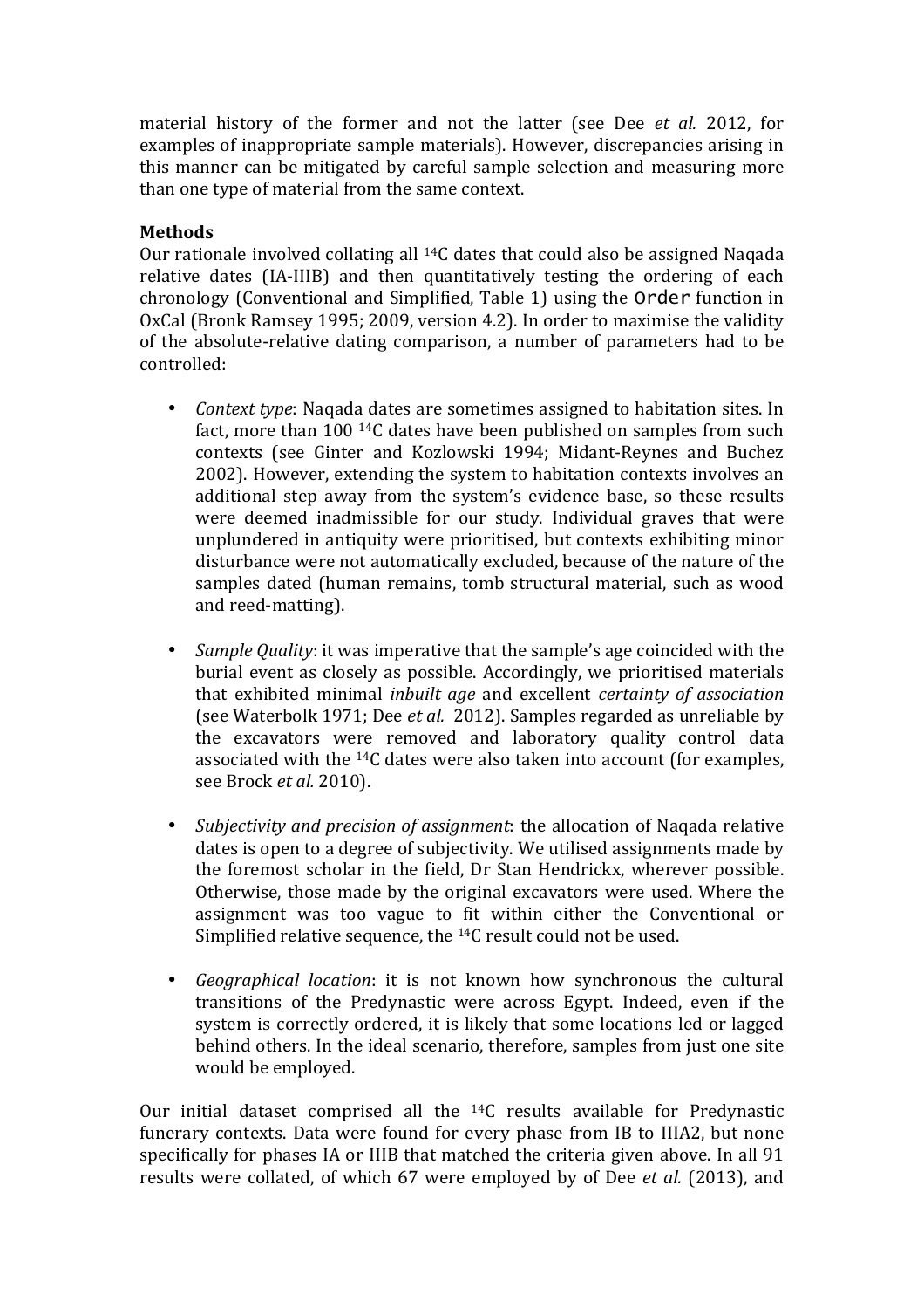material history of the former and not the latter (see Dee *et al.* 2012, for examples of inappropriate sample materials). However, discrepancies arising in this manner can be mitigated by careful sample selection and measuring more than one type of material from the same context.

**Methods**

Our rationale involved collating all $^{14}$C dates that could also be assigned Naqada relative dates (IA-IIIB) and then quantitatively testing the ordering of each chronology (Conventional and Simplified, Table 1) using the `Order` function in OxCal (Bronk Ramsey 1995; 2009, version 4.2). In order to maximise the validity of the absolute-relative dating comparison, a number of parameters had to be controlled:

- *Context type*: Naqada dates are sometimes assigned to habitation sites. In fact, more than 100 $^{14}$C dates have been published on samples from such contexts (see Ginter and Kozlowski 1994; Midant-Reynes and Buchez 2002). However, extending the system to habitation contexts involves an additional step away from the system's evidence base, so these results were deemed inadmissible for our study. Individual graves that were unplundered in antiquity were prioritised, but contexts exhibiting minor disturbance were not automatically excluded, because of the nature of the samples dated (human remains, tomb structural material, such as wood and reed-matting).

- *Sample Quality*: it was imperative that the sample's age coincided with the burial event as closely as possible. Accordingly, we prioritised materials that exhibited minimal *inbuilt age* and excellent *certainty of association* (see Waterbolk 1971; Dee *et al.* 2012). Samples regarded as unreliable by the excavators were removed and laboratory quality control data associated with the $^{14}$C dates were also taken into account (for examples, see Brock *et al.* 2010).

- *Subjectivity and precision of assignment*: the allocation of Naqada relative dates is open to a degree of subjectivity. We utilised assignments made by the foremost scholar in the field, Dr Stan Hendrickx, wherever possible. Otherwise, those made by the original excavators were used. Where the assignment was too vague to fit within either the Conventional or Simplified relative sequence, the $^{14}$C result could not be used.

- *Geographical location*: it is not known how synchronous the cultural transitions of the Predynastic were across Egypt. Indeed, even if the system is correctly ordered, it is likely that some locations led or lagged behind others. In the ideal scenario, therefore, samples from just one site would be employed.

Our initial dataset comprised all the $^{14}$C results available for Predynastic funerary contexts. Data were found for every phase from IB to IIIA2, but none specifically for phases IA or IIIB that matched the criteria given above. In all 91 results were collated, of which 67 were employed by of Dee *et al.* (2013), and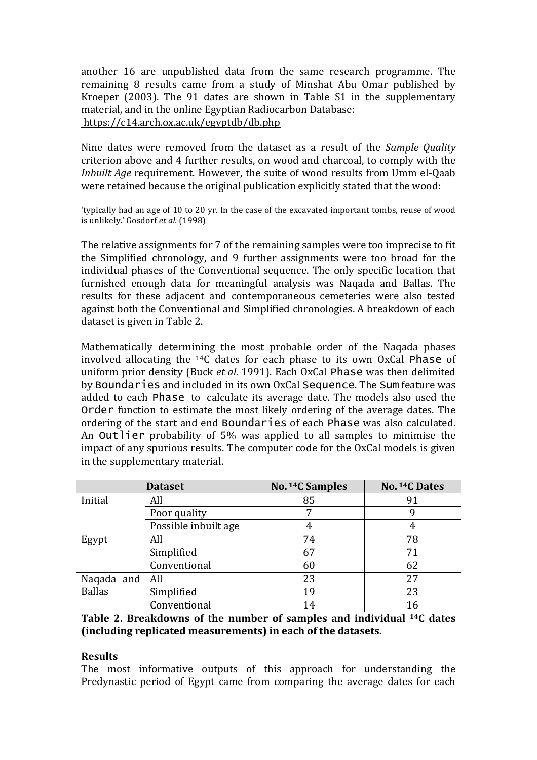another 16 are unpublished data from the same research programme. The remaining 8 results came from a study of Minshat Abu Omar published by Kroeper (2003). The 91 dates are shown in Table S1 in the supplementary material, and in the online Egyptian Radiocarbon Database:
https://c14.arch.ox.ac.uk/egyptdb/db.php

Nine dates were removed from the dataset as a result of the *Sample Quality* criterion above and 4 further results, on wood and charcoal, to comply with the *Inbuilt Age* requirement. However, the suite of wood results from Umm el-Qaab were retained because the original publication explicitly stated that the wood:

'typically had an age of 10 to 20 yr. In the case of the excavated important tombs, reuse of wood is unlikely.' Gosdorf *et al.* (1998)

The relative assignments for 7 of the remaining samples were too imprecise to fit the Simplified chronology, and 9 further assignments were too broad for the individual phases of the Conventional sequence. The only specific location that furnished enough data for meaningful analysis was Naqada and Ballas. The results for these adjacent and contemporaneous cemeteries were also tested against both the Conventional and Simplified chronologies. A breakdown of each dataset is given in Table 2.

Mathematically determining the most probable order of the Naqada phases involved allocating the $^{14}$C dates for each phase to its own OxCal `Phase` of uniform prior density (Buck *et al.* 1991). Each OxCal `Phase` was then delimited by `Boundaries` and included in its own OxCal `Sequence`. The `Sum` feature was added to each `Phase` to calculate its average date. The models also used the `Order` function to estimate the most likely ordering of the average dates. The ordering of the start and end `Boundaries` of each `Phase` was also calculated. An `Outlier` probability of 5% was applied to all samples to minimise the impact of any spurious results. The computer code for the OxCal models is given in the supplementary material.

| Dataset | | No. $^{14}$C Samples | No. $^{14}$C Dates |
|---|---|---|---|
| Initial | All | 85 | 91 |
| | Poor quality | 7 | 9 |
| | Possible inbuilt age | 4 | 4 |
| Egypt | All | 74 | 78 |
| | Simplified | 67 | 71 |
| | Conventional | 60 | 62 |
| Naqada and Ballas | All | 23 | 27 |
| | Simplified | 19 | 23 |
| | Conventional | 14 | 16 |

**Table 2. Breakdowns of the number of samples and individual $^{14}$C dates (including replicated measurements) in each of the datasets.**

## Results

The most informative outputs of this approach for understanding the Predynastic period of Egypt came from comparing the average dates for each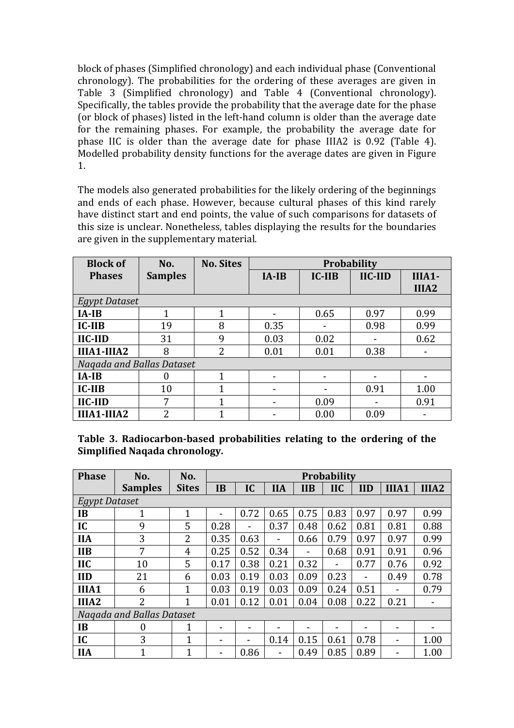block of phases (Simplified chronology) and each individual phase (Conventional chronology). The probabilities for the ordering of these averages are given in Table 3 (Simplified chronology) and Table 4 (Conventional chronology). Specifically, the tables provide the probability that the average date for the phase (or block of phases) listed in the left-hand column is older than the average date for the remaining phases. For example, the probability the average date for phase IIC is older than the average date for phase IIIA2 is 0.92 (Table 4). Modelled probability density functions for the average dates are given in Figure 1.

The models also generated probabilities for the likely ordering of the beginnings and ends of each phase. However, because cultural phases of this kind rarely have distinct start and end points, the value of such comparisons for datasets of this size is unclear. Nonetheless, tables displaying the results for the boundaries are given in the supplementary material.

| Block of Phases | No. Samples | No. Sites | Probability | | | |
|---|---|---|---|---|---|---|
| | | | IA-IB | IC-IIB | IIC-IID | IIIA1-IIIA2 |
| *Egypt Dataset* | | | | | | |
| **IA-IB** | 1 | 1 | - | 0.65 | 0.97 | 0.99 |
| **IC-IIB** | 19 | 8 | 0.35 | - | 0.98 | 0.99 |
| **IIC-IID** | 31 | 9 | 0.03 | 0.02 | - | 0.62 |
| **IIIA1-IIIA2** | 8 | 2 | 0.01 | 0.01 | 0.38 | - |
| *Naqada and Ballas Dataset* | | | | | | |
| **IA-IB** | 0 | 1 | - | - | - | - |
| **IC-IIB** | 10 | 1 | - | - | 0.91 | 1.00 |
| **IIC-IID** | 7 | 1 | - | 0.09 | - | 0.91 |
| **IIIA1-IIIA2** | 2 | 1 | - | 0.00 | 0.09 | - |

**Table 3. Radiocarbon-based probabilities relating to the ordering of the Simplified Naqada chronology.**

| Phase | No. Samples | No. Sites | Probability | | | | | | | |
|---|---|---|---|---|---|---|---|---|---|---|
| | | | IB | IC | IIA | IIB | IIC | IID | IIIA1 | IIIA2 |
| *Egypt Dataset* | | | | | | | | | | |
| **IB** | 1 | 1 | - | 0.72 | 0.65 | 0.75 | 0.83 | 0.97 | 0.97 | 0.99 |
| **IC** | 9 | 5 | 0.28 | - | 0.37 | 0.48 | 0.62 | 0.81 | 0.81 | 0.88 |
| **IIA** | 3 | 2 | 0.35 | 0.63 | - | 0.66 | 0.79 | 0.97 | 0.97 | 0.99 |
| **IIB** | 7 | 4 | 0.25 | 0.52 | 0.34 | - | 0.68 | 0.91 | 0.91 | 0.96 |
| **IIC** | 10 | 5 | 0.17 | 0.38 | 0.21 | 0.32 | - | 0.77 | 0.76 | 0.92 |
| **IID** | 21 | 6 | 0.03 | 0.19 | 0.03 | 0.09 | 0.23 | - | 0.49 | 0.78 |
| **IIIA1** | 6 | 1 | 0.03 | 0.19 | 0.03 | 0.09 | 0.24 | 0.51 | - | 0.79 |
| **IIIA2** | 2 | 1 | 0.01 | 0.12 | 0.01 | 0.04 | 0.08 | 0.22 | 0.21 | - |
| *Naqada and Ballas Dataset* | | | | | | | | | | |
| **IB** | 0 | 1 | - | - | - | - | - | - | - | - |
| **IC** | 3 | 1 | - | - | 0.14 | 0.15 | 0.61 | 0.78 | - | 1.00 |
| **IIA** | 1 | 1 | - | 0.86 | - | 0.49 | 0.85 | 0.89 | - | 1.00 |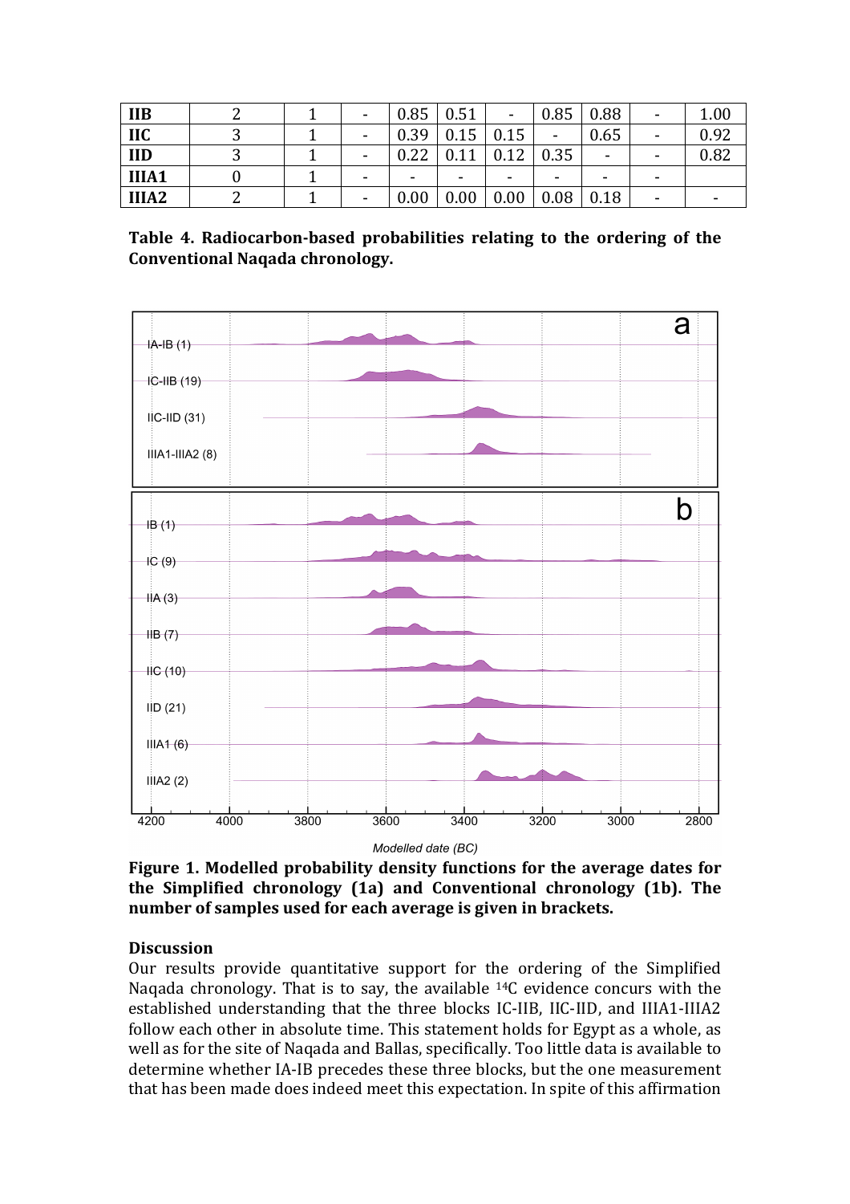| | | | | | | | | | | |
|---|---|---|---|---|---|---|---|---|---|---|
| **IIB** | 2 | 1 | - | 0.85 | 0.51 | - | 0.85 | 0.88 | - | 1.00 |
| **IIC** | 3 | 1 | - | 0.39 | 0.15 | 0.15 | - | 0.65 | - | 0.92 |
| **IID** | 3 | 1 | - | 0.22 | 0.11 | 0.12 | 0.35 | - | - | 0.82 |
| **IIIA1** | 0 | 1 | - | - | - | - | - | - | - | |
| **IIIA2** | 2 | 1 | - | 0.00 | 0.00 | 0.00 | 0.08 | 0.18 | - | - |

**Table 4. Radiocarbon-based probabilities relating to the ordering of the Conventional Naqada chronology.**

**Figure 1. Modelled probability density functions for the average dates for the Simplified chronology (1a) and Conventional chronology (1b). The number of samples used for each average is given in brackets.**

### Discussion

Our results provide quantitative support for the ordering of the Simplified Naqada chronology. That is to say, the available $^{14}C$ evidence concurs with the established understanding that the three blocks IC-IIB, IIC-IID, and IIIA1-IIIA2 follow each other in absolute time. This statement holds for Egypt as a whole, as well as for the site of Naqada and Ballas, specifically. Too little data is available to determine whether IA-IB precedes these three blocks, but the one measurement that has been made does indeed meet this expectation. In spite of this affirmation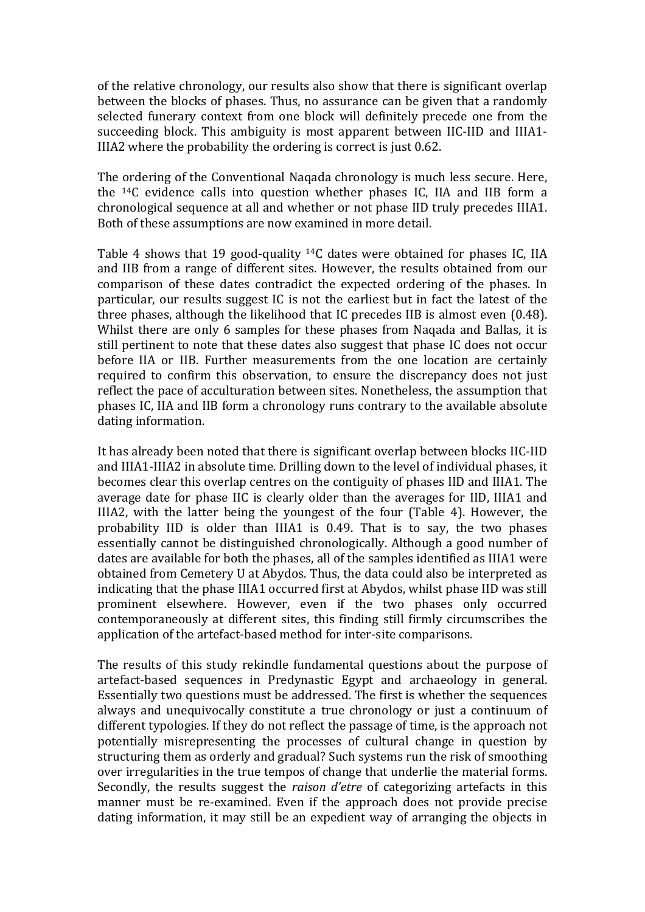of the relative chronology, our results also show that there is significant overlap between the blocks of phases. Thus, no assurance can be given that a randomly selected funerary context from one block will definitely precede one from the succeeding block. This ambiguity is most apparent between IIC-IID and IIIA1-IIIA2 where the probability the ordering is correct is just 0.62.

The ordering of the Conventional Naqada chronology is much less secure. Here, the $^{14}C$ evidence calls into question whether phases IC, IIA and IIB form a chronological sequence at all and whether or not phase IID truly precedes IIIA1. Both of these assumptions are now examined in more detail.

Table 4 shows that 19 good-quality $^{14}C$ dates were obtained for phases IC, IIA and IIB from a range of different sites. However, the results obtained from our comparison of these dates contradict the expected ordering of the phases. In particular, our results suggest IC is not the earliest but in fact the latest of the three phases, although the likelihood that IC precedes IIB is almost even (0.48). Whilst there are only 6 samples for these phases from Naqada and Ballas, it is still pertinent to note that these dates also suggest that phase IC does not occur before IIA or IIB. Further measurements from the one location are certainly required to confirm this observation, to ensure the discrepancy does not just reflect the pace of acculturation between sites. Nonetheless, the assumption that phases IC, IIA and IIB form a chronology runs contrary to the available absolute dating information.

It has already been noted that there is significant overlap between blocks IIC-IID and IIIA1-IIIA2 in absolute time. Drilling down to the level of individual phases, it becomes clear this overlap centres on the contiguity of phases IID and IIIA1. The average date for phase IIC is clearly older than the averages for IID, IIIA1 and IIIA2, with the latter being the youngest of the four (Table 4). However, the probability IID is older than IIIA1 is 0.49. That is to say, the two phases essentially cannot be distinguished chronologically. Although a good number of dates are available for both the phases, all of the samples identified as IIIA1 were obtained from Cemetery U at Abydos. Thus, the data could also be interpreted as indicating that the phase IIIA1 occurred first at Abydos, whilst phase IID was still prominent elsewhere. However, even if the two phases only occurred contemporaneously at different sites, this finding still firmly circumscribes the application of the artefact-based method for inter-site comparisons.

The results of this study rekindle fundamental questions about the purpose of artefact-based sequences in Predynastic Egypt and archaeology in general. Essentially two questions must be addressed. The first is whether the sequences always and unequivocally constitute a true chronology or just a continuum of different typologies. If they do not reflect the passage of time, is the approach not potentially misrepresenting the processes of cultural change in question by structuring them as orderly and gradual? Such systems run the risk of smoothing over irregularities in the true tempos of change that underlie the material forms. Secondly, the results suggest the *raison d'etre* of categorizing artefacts in this manner must be re-examined. Even if the approach does not provide precise dating information, it may still be an expedient way of arranging the objects in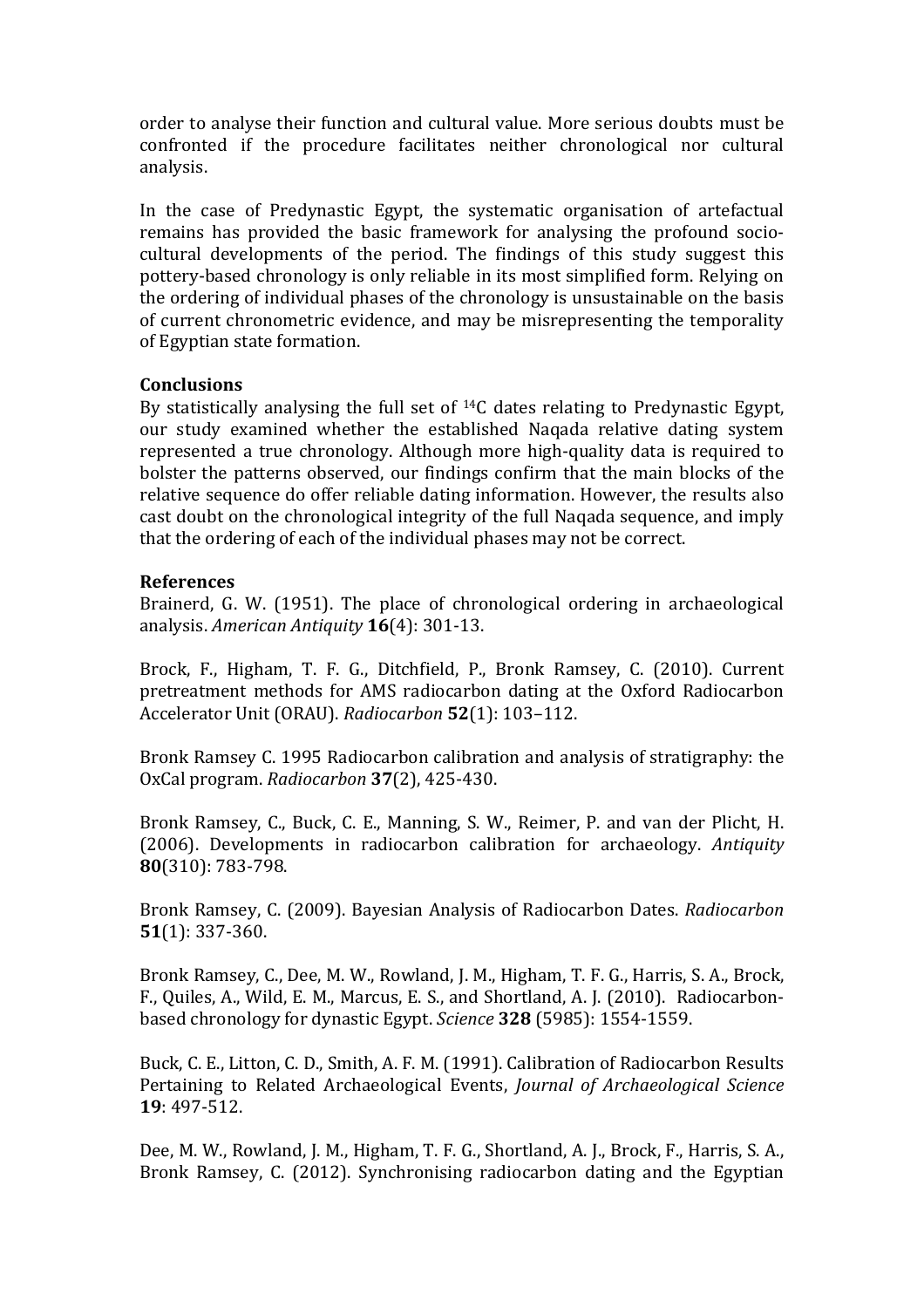order to analyse their function and cultural value. More serious doubts must be confronted if the procedure facilitates neither chronological nor cultural analysis.

In the case of Predynastic Egypt, the systematic organisation of artefactual remains has provided the basic framework for analysing the profound socio-cultural developments of the period. The findings of this study suggest this pottery-based chronology is only reliable in its most simplified form. Relying on the ordering of individual phases of the chronology is unsustainable on the basis of current chronometric evidence, and may be misrepresenting the temporality of Egyptian state formation.

## Conclusions

By statistically analysing the full set of $^{14}$C dates relating to Predynastic Egypt, our study examined whether the established Naqada relative dating system represented a true chronology. Although more high-quality data is required to bolster the patterns observed, our findings confirm that the main blocks of the relative sequence do offer reliable dating information. However, the results also cast doubt on the chronological integrity of the full Naqada sequence, and imply that the ordering of each of the individual phases may not be correct.

## References

Brainerd, G. W. (1951). The place of chronological ordering in archaeological analysis. *American Antiquity* **16**(4): 301-13.

Brock, F., Higham, T. F. G., Ditchfield, P., Bronk Ramsey, C. (2010). Current pretreatment methods for AMS radiocarbon dating at the Oxford Radiocarbon Accelerator Unit (ORAU). *Radiocarbon* **52**(1): 103–112.

Bronk Ramsey C. 1995 Radiocarbon calibration and analysis of stratigraphy: the OxCal program. *Radiocarbon* **37**(2), 425-430.

Bronk Ramsey, C., Buck, C. E., Manning, S. W., Reimer, P. and van der Plicht, H. (2006). Developments in radiocarbon calibration for archaeology. *Antiquity* **80**(310): 783-798.

Bronk Ramsey, C. (2009). Bayesian Analysis of Radiocarbon Dates. *Radiocarbon* **51**(1): 337-360.

Bronk Ramsey, C., Dee, M. W., Rowland, J. M., Higham, T. F. G., Harris, S. A., Brock, F., Quiles, A., Wild, E. M., Marcus, E. S., and Shortland, A. J. (2010). Radiocarbon-based chronology for dynastic Egypt. *Science* **328** (5985): 1554-1559.

Buck, C. E., Litton, C. D., Smith, A. F. M. (1991). Calibration of Radiocarbon Results Pertaining to Related Archaeological Events, *Journal of Archaeological Science* **19**: 497-512.

Dee, M. W., Rowland, J. M., Higham, T. F. G., Shortland, A. J., Brock, F., Harris, S. A., Bronk Ramsey, C. (2012). Synchronising radiocarbon dating and the Egyptian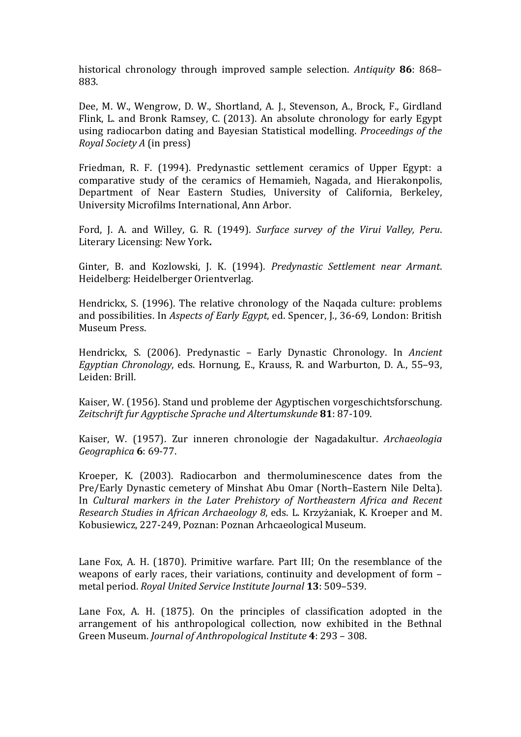historical chronology through improved sample selection. *Antiquity* **86**: 868–883.

Dee, M. W., Wengrow, D. W., Shortland, A. J., Stevenson, A., Brock, F., Girdland Flink, L. and Bronk Ramsey, C. (2013). An absolute chronology for early Egypt using radiocarbon dating and Bayesian Statistical modelling. *Proceedings of the Royal Society A* (in press)

Friedman, R. F. (1994). Predynastic settlement ceramics of Upper Egypt: a comparative study of the ceramics of Hemamieh, Nagada, and Hierakonpolis, Department of Near Eastern Studies, University of California, Berkeley, University Microfilms International, Ann Arbor.

Ford, J. A. and Willey, G. R. (1949). *Surface survey of the Virui Valley, Peru*. Literary Licensing: New York**.**

Ginter, B. and Kozlowski, J. K. (1994). *Predynastic Settlement near Armant*. Heidelberg: Heidelberger Orientverlag.

Hendrickx, S. (1996). The relative chronology of the Naqada culture: problems and possibilities. In *Aspects of Early Egypt*, ed. Spencer, J., 36-69, London: British Museum Press.

Hendrickx, S. (2006). Predynastic – Early Dynastic Chronology. In *Ancient Egyptian Chronology*, eds. Hornung, E., Krauss, R. and Warburton, D. A., 55–93, Leiden: Brill.

Kaiser, W. (1956). Stand und probleme der Agyptischen vorgeschichtsforschung. *Zeitschrift fur Agyptische Sprache und Altertumskunde* **81**: 87-109.

Kaiser, W. (1957). Zur inneren chronologie der Nagadakultur. *Archaeologia Geographica* **6**: 69-77.

Kroeper, K. (2003). Radiocarbon and thermoluminescence dates from the Pre/Early Dynastic cemetery of Minshat Abu Omar (North–Eastern Nile Delta). In *Cultural markers in the Later Prehistory of Northeastern Africa and Recent Research Studies in African Archaeology 8*, eds. L. Krzyżaniak, K. Kroeper and M. Kobusiewicz, 227-249, Poznan: Poznan Arhcaeological Museum.

Lane Fox, A. H. (1870). Primitive warfare. Part III; On the resemblance of the weapons of early races, their variations, continuity and development of form – metal period. *Royal United Service Institute Journal* **13**: 509–539.

Lane Fox, A. H. (1875). On the principles of classification adopted in the arrangement of his anthropological collection, now exhibited in the Bethnal Green Museum. *Journal of Anthropological Institute* **4**: 293 – 308.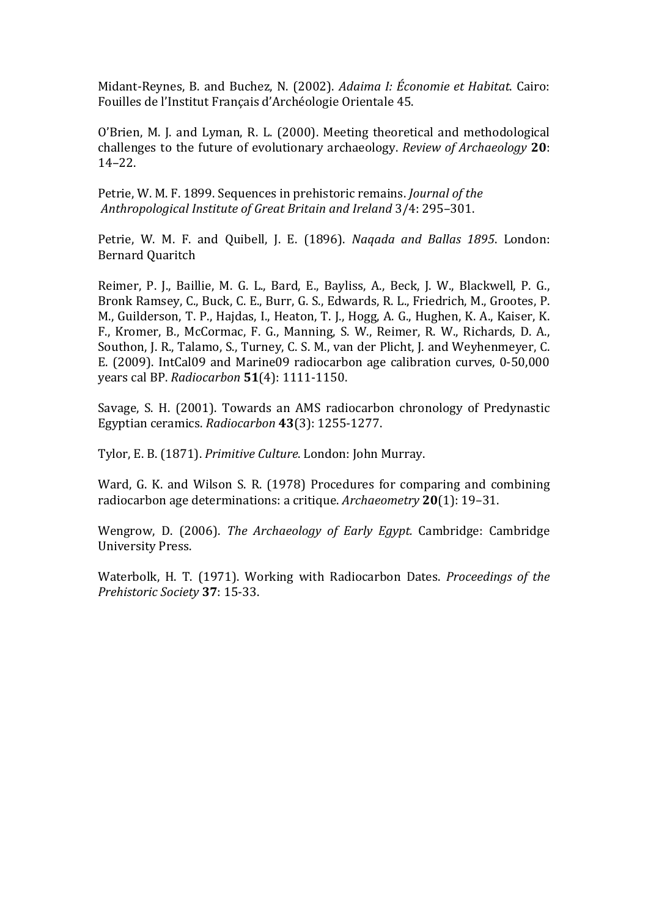Midant-Reynes, B. and Buchez, N. (2002). *Adaima I: Économie et Habitat*. Cairo: Fouilles de l'Institut Français d'Archéologie Orientale 45.

O'Brien, M. J. and Lyman, R. L. (2000). Meeting theoretical and methodological challenges to the future of evolutionary archaeology. *Review of Archaeology* **20**: 14–22.

Petrie, W. M. F. 1899. Sequences in prehistoric remains. *Journal of the Anthropological Institute of Great Britain and Ireland* 3/4: 295–301.

Petrie, W. M. F. and Quibell, J. E. (1896). *Naqada and Ballas 1895*. London: Bernard Quaritch

Reimer, P. J., Baillie, M. G. L., Bard, E., Bayliss, A., Beck, J. W., Blackwell, P. G., Bronk Ramsey, C., Buck, C. E., Burr, G. S., Edwards, R. L., Friedrich, M., Grootes, P. M., Guilderson, T. P., Hajdas, I., Heaton, T. J., Hogg, A. G., Hughen, K. A., Kaiser, K. F., Kromer, B., McCormac, F. G., Manning, S. W., Reimer, R. W., Richards, D. A., Southon, J. R., Talamo, S., Turney, C. S. M., van der Plicht, J. and Weyhenmeyer, C. E. (2009). IntCal09 and Marine09 radiocarbon age calibration curves, 0-50,000 years cal BP. *Radiocarbon* **51**(4): 1111-1150.

Savage, S. H. (2001). Towards an AMS radiocarbon chronology of Predynastic Egyptian ceramics. *Radiocarbon* **43**(3): 1255-1277.

Tylor, E. B. (1871). *Primitive Culture*. London: John Murray.

Ward, G. K. and Wilson S. R. (1978) Procedures for comparing and combining radiocarbon age determinations: a critique. *Archaeometry* **20**(1): 19–31.

Wengrow, D. (2006). *The Archaeology of Early Egypt.* Cambridge: Cambridge University Press.

Waterbolk, H. T. (1971). Working with Radiocarbon Dates. *Proceedings of the Prehistoric Society* **37**: 15-33.